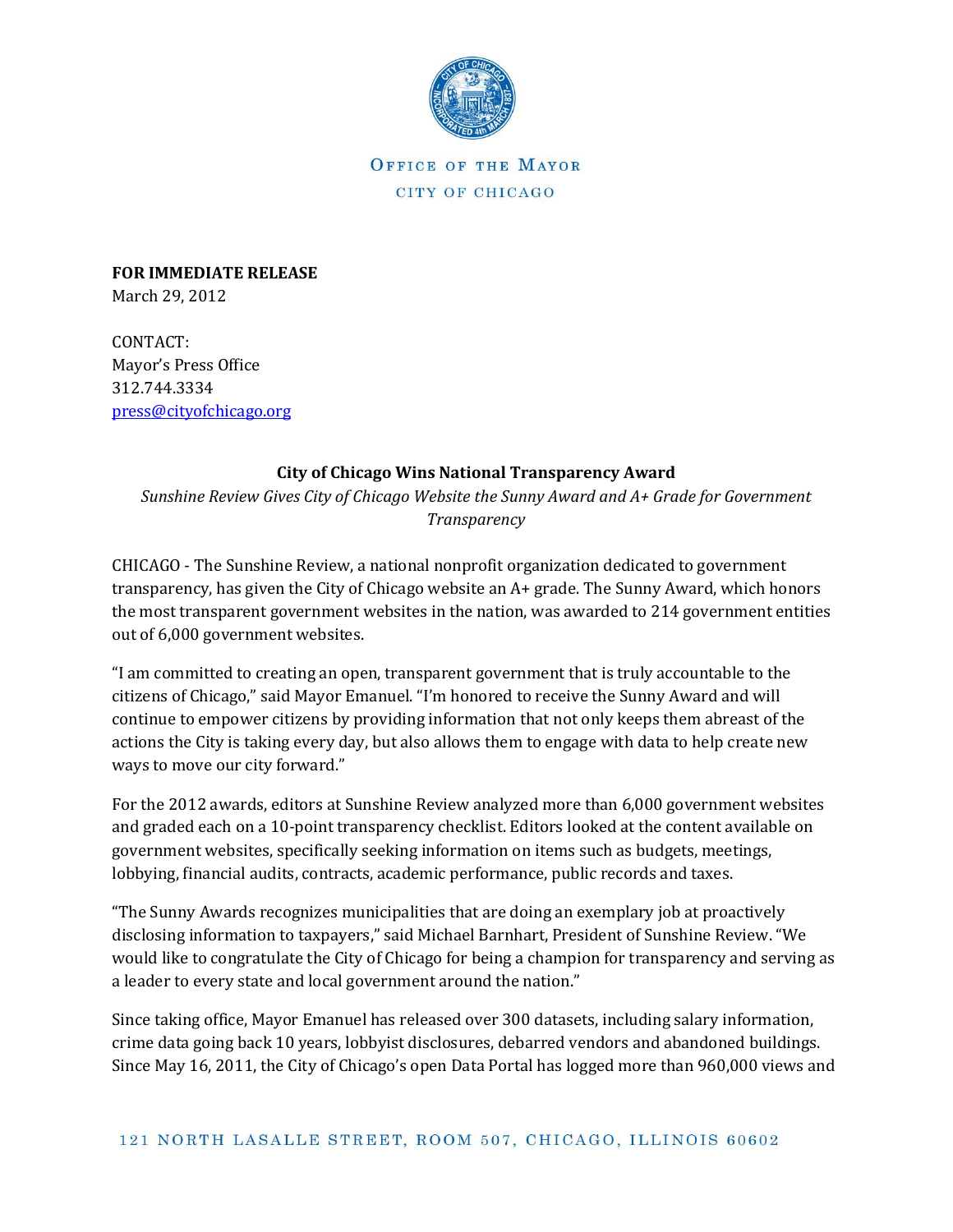Office of the Mayor

City of Chicago

**FOR IMMEDIATE RELEASE**
March 29, 2012

CONTACT:
Mayor's Press Office
312.744.3334
press@cityofchicago.org

**City of Chicago Wins National Transparency Award**

*Sunshine Review Gives City of Chicago Website the Sunny Award and A+ Grade for Government Transparency*

CHICAGO - The Sunshine Review, a national nonprofit organization dedicated to government transparency, has given the City of Chicago website an A+ grade. The Sunny Award, which honors the most transparent government websites in the nation, was awarded to 214 government entities out of 6,000 government websites.

"I am committed to creating an open, transparent government that is truly accountable to the citizens of Chicago," said Mayor Emanuel. "I'm honored to receive the Sunny Award and will continue to empower citizens by providing information that not only keeps them abreast of the actions the City is taking every day, but also allows them to engage with data to help create new ways to move our city forward."

For the 2012 awards, editors at Sunshine Review analyzed more than 6,000 government websites and graded each on a 10-point transparency checklist. Editors looked at the content available on government websites, specifically seeking information on items such as budgets, meetings, lobbying, financial audits, contracts, academic performance, public records and taxes.

"The Sunny Awards recognizes municipalities that are doing an exemplary job at proactively disclosing information to taxpayers," said Michael Barnhart, President of Sunshine Review. "We would like to congratulate the City of Chicago for being a champion for transparency and serving as a leader to every state and local government around the nation."

Since taking office, Mayor Emanuel has released over 300 datasets, including salary information, crime data going back 10 years, lobbyist disclosures, debarred vendors and abandoned buildings. Since May 16, 2011, the City of Chicago's open Data Portal has logged more than 960,000 views and

121 NORTH LASALLE STREET, ROOM 507, CHICAGO, ILLINOIS 60602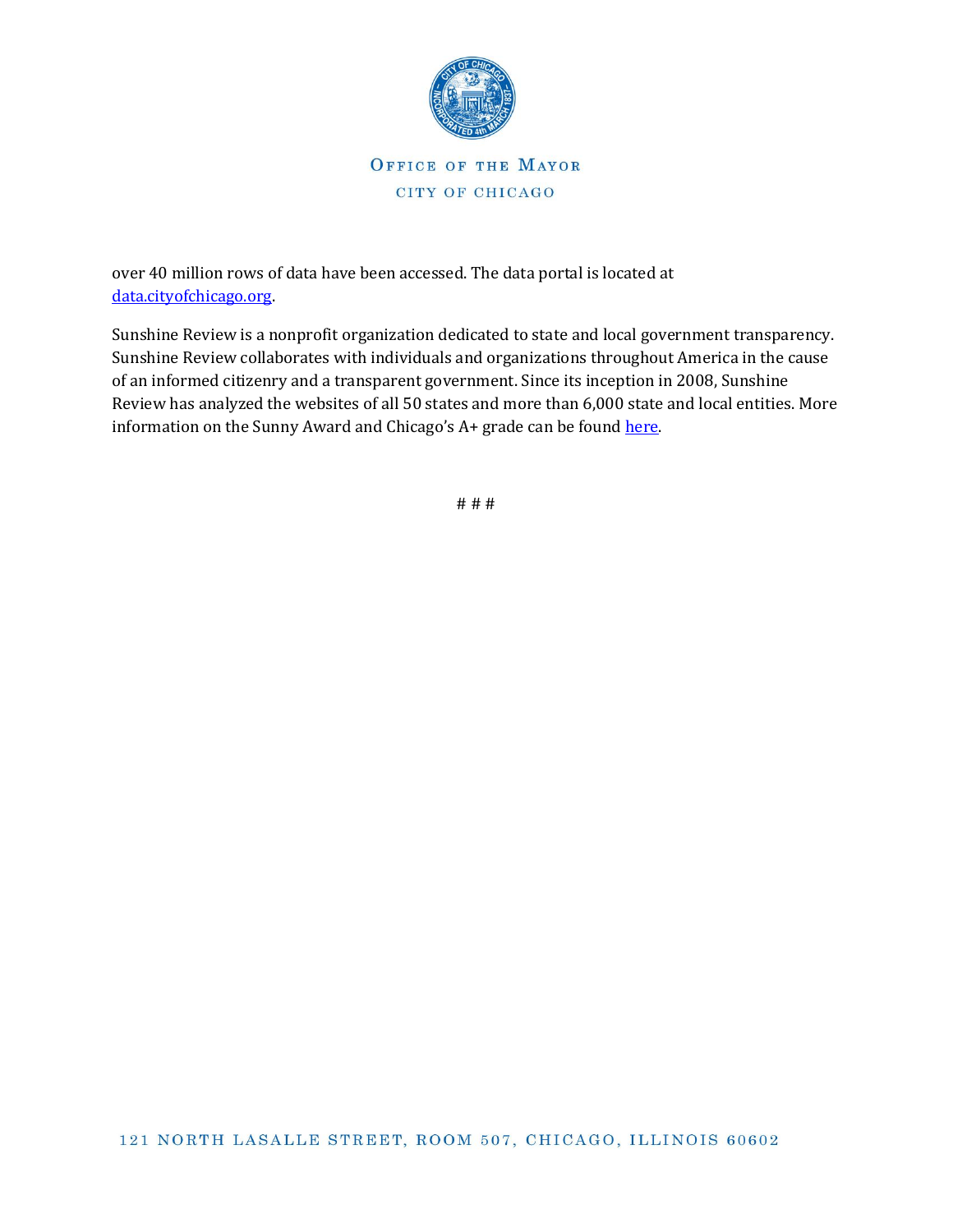over 40 million rows of data have been accessed. The data portal is located at [data.cityofchicago.org](data.cityofchicago.org).

Sunshine Review is a nonprofit organization dedicated to state and local government transparency. Sunshine Review collaborates with individuals and organizations throughout America in the cause of an informed citizenry and a transparent government. Since its inception in 2008, Sunshine Review has analyzed the websites of all 50 states and more than 6,000 state and local entities. More information on the Sunny Award and Chicago's A+ grade can be found here.

# # #